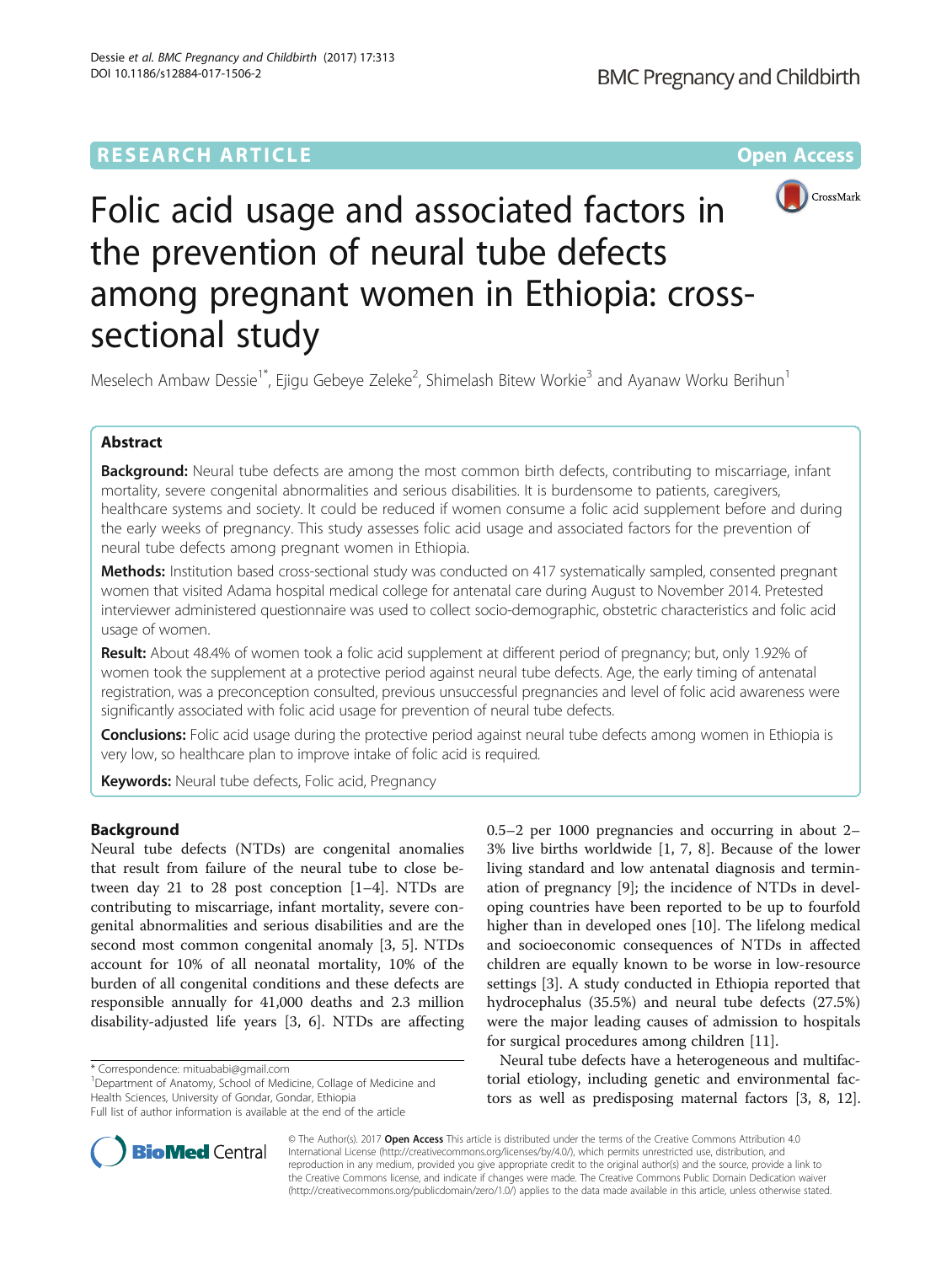RESEARCH ARTICLE

Open Access

# Folic acid usage and associated factors in the prevention of neural tube defects among pregnant women in Ethiopia: cross-sectional study

Meselech Ambaw Dessie[1*], Ejigu Gebeye Zeleke[2], Shimelash Bitew Workie[3] and Ayanaw Worku Berihun[1]

## Abstract

**Background:** Neural tube defects are among the most common birth defects, contributing to miscarriage, infant mortality, severe congenital abnormalities and serious disabilities. It is burdensome to patients, caregivers, healthcare systems and society. It could be reduced if women consume a folic acid supplement before and during the early weeks of pregnancy. This study assesses folic acid usage and associated factors for the prevention of neural tube defects among pregnant women in Ethiopia.

**Methods:** Institution based cross-sectional study was conducted on 417 systematically sampled, consented pregnant women that visited Adama hospital medical college for antenatal care during August to November 2014. Pretested interviewer administered questionnaire was used to collect socio-demographic, obstetric characteristics and folic acid usage of women.

**Result:** About 48.4% of women took a folic acid supplement at different period of pregnancy; but, only 1.92% of women took the supplement at a protective period against neural tube defects. Age, the early timing of antenatal registration, was a preconception consulted, previous unsuccessful pregnancies and level of folic acid awareness were significantly associated with folic acid usage for prevention of neural tube defects.

**Conclusions:** Folic acid usage during the protective period against neural tube defects among women in Ethiopia is very low, so healthcare plan to improve intake of folic acid is required.

**Keywords:** Neural tube defects, Folic acid, Pregnancy

## Background

Neural tube defects (NTDs) are congenital anomalies that result from failure of the neural tube to close between day 21 to 28 post conception [1–4]. NTDs are contributing to miscarriage, infant mortality, severe congenital abnormalities and serious disabilities and are the second most common congenital anomaly [3, 5]. NTDs account for 10% of all neonatal mortality, 10% of the burden of all congenital conditions and these defects are responsible annually for 41,000 deaths and 2.3 million disability-adjusted life years [3, 6]. NTDs are affecting 0.5–2 per 1000 pregnancies and occurring in about 2–3% live births worldwide [1, 7, 8]. Because of the lower living standard and low antenatal diagnosis and termination of pregnancy [9]; the incidence of NTDs in developing countries have been reported to be up to fourfold higher than in developed ones [10]. The lifelong medical and socioeconomic consequences of NTDs in affected children are equally known to be worse in low-resource settings [3]. A study conducted in Ethiopia reported that hydrocephalus (35.5%) and neural tube defects (27.5%) were the major leading causes of admission to hospitals for surgical procedures among children [11].

Neural tube defects have a heterogeneous and multifactorial etiology, including genetic and environmental factors as well as predisposing maternal factors [3, 8, 12].

\* Correspondence: mituababi@gmail.com

[1]Department of Anatomy, School of Medicine, Collage of Medicine and Health Sciences, University of Gondar, Gondar, Ethiopia

Full list of author information is available at the end of the article

© The Author(s). 2017 **Open Access** This article is distributed under the terms of the Creative Commons Attribution 4.0 International License (http://creativecommons.org/licenses/by/4.0/), which permits unrestricted use, distribution, and reproduction in any medium, provided you give appropriate credit to the original author(s) and the source, provide a link to the Creative Commons license, and indicate if changes were made. The Creative Commons Public Domain Dedication waiver (http://creativecommons.org/publicdomain/zero/1.0/) applies to the data made available in this article, unless otherwise stated.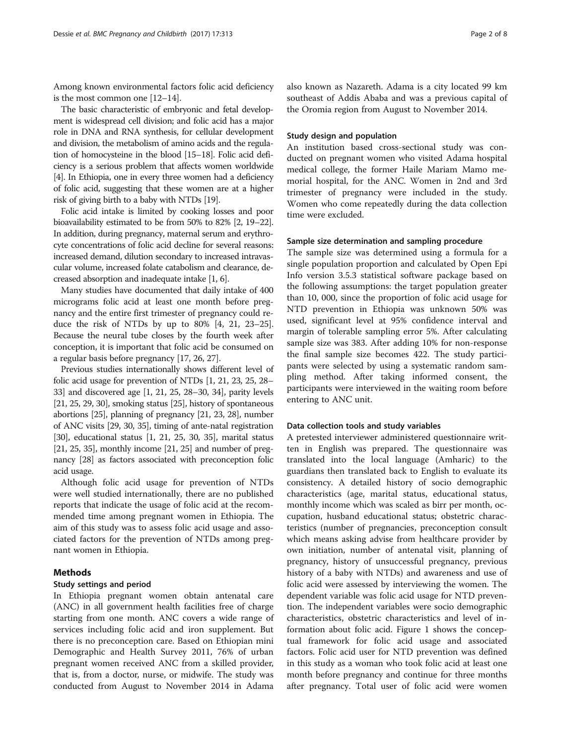Among known environmental factors folic acid deficiency is the most common one [12–14].

The basic characteristic of embryonic and fetal development is widespread cell division; and folic acid has a major role in DNA and RNA synthesis, for cellular development and division, the metabolism of amino acids and the regulation of homocysteine in the blood [15–18]. Folic acid deficiency is a serious problem that affects women worldwide [4]. In Ethiopia, one in every three women had a deficiency of folic acid, suggesting that these women are at a higher risk of giving birth to a baby with NTDs [19].

Folic acid intake is limited by cooking losses and poor bioavailability estimated to be from 50% to 82% [2, 19–22]. In addition, during pregnancy, maternal serum and erythrocyte concentrations of folic acid decline for several reasons: increased demand, dilution secondary to increased intravascular volume, increased folate catabolism and clearance, decreased absorption and inadequate intake [1, 6].

Many studies have documented that daily intake of 400 micrograms folic acid at least one month before pregnancy and the entire first trimester of pregnancy could reduce the risk of NTDs by up to 80% [4, 21, 23–25]. Because the neural tube closes by the fourth week after conception, it is important that folic acid be consumed on a regular basis before pregnancy [17, 26, 27].

Previous studies internationally shows different level of folic acid usage for prevention of NTDs [1, 21, 23, 25, 28–33] and discovered age [1, 21, 25, 28–30, 34], parity levels [21, 25, 29, 30], smoking status [25], history of spontaneous abortions [25], planning of pregnancy [21, 23, 28], number of ANC visits [29, 30, 35], timing of ante-natal registration [30], educational status [1, 21, 25, 30, 35], marital status [21, 25, 35], monthly income [21, 25] and number of pregnancy [28] as factors associated with preconception folic acid usage.

Although folic acid usage for prevention of NTDs were well studied internationally, there are no published reports that indicate the usage of folic acid at the recommended time among pregnant women in Ethiopia. The aim of this study was to assess folic acid usage and associated factors for the prevention of NTDs among pregnant women in Ethiopia.

## Methods

### Study settings and period

In Ethiopia pregnant women obtain antenatal care (ANC) in all government health facilities free of charge starting from one month. ANC covers a wide range of services including folic acid and iron supplement. But there is no preconception care. Based on Ethiopian mini Demographic and Health Survey 2011, 76% of urban pregnant women received ANC from a skilled provider, that is, from a doctor, nurse, or midwife. The study was conducted from August to November 2014 in Adama also known as Nazareth. Adama is a city located 99 km southeast of Addis Ababa and was a previous capital of the Oromia region from August to November 2014.

### Study design and population

An institution based cross-sectional study was conducted on pregnant women who visited Adama hospital medical college, the former Haile Mariam Mamo memorial hospital, for the ANC. Women in 2nd and 3rd trimester of pregnancy were included in the study. Women who come repeatedly during the data collection time were excluded.

### Sample size determination and sampling procedure

The sample size was determined using a formula for a single population proportion and calculated by Open Epi Info version 3.5.3 statistical software package based on the following assumptions: the target population greater than 10, 000, since the proportion of folic acid usage for NTD prevention in Ethiopia was unknown 50% was used, significant level at 95% confidence interval and margin of tolerable sampling error 5%. After calculating sample size was 383. After adding 10% for non-response the final sample size becomes 422. The study participants were selected by using a systematic random sampling method. After taking informed consent, the participants were interviewed in the waiting room before entering to ANC unit.

### Data collection tools and study variables

A pretested interviewer administered questionnaire written in English was prepared. The questionnaire was translated into the local language (Amharic) to the guardians then translated back to English to evaluate its consistency. A detailed history of socio demographic characteristics (age, marital status, educational status, monthly income which was scaled as birr per month, occupation, husband educational status; obstetric characteristics (number of pregnancies, preconception consult which means asking advise from healthcare provider by own initiation, number of antenatal visit, planning of pregnancy, history of unsuccessful pregnancy, previous history of a baby with NTDs) and awareness and use of folic acid were assessed by interviewing the women. The dependent variable was folic acid usage for NTD prevention. The independent variables were socio demographic characteristics, obstetric characteristics and level of information about folic acid. Figure 1 shows the conceptual framework for folic acid usage and associated factors. Folic acid user for NTD prevention was defined in this study as a woman who took folic acid at least one month before pregnancy and continue for three months after pregnancy. Total user of folic acid were women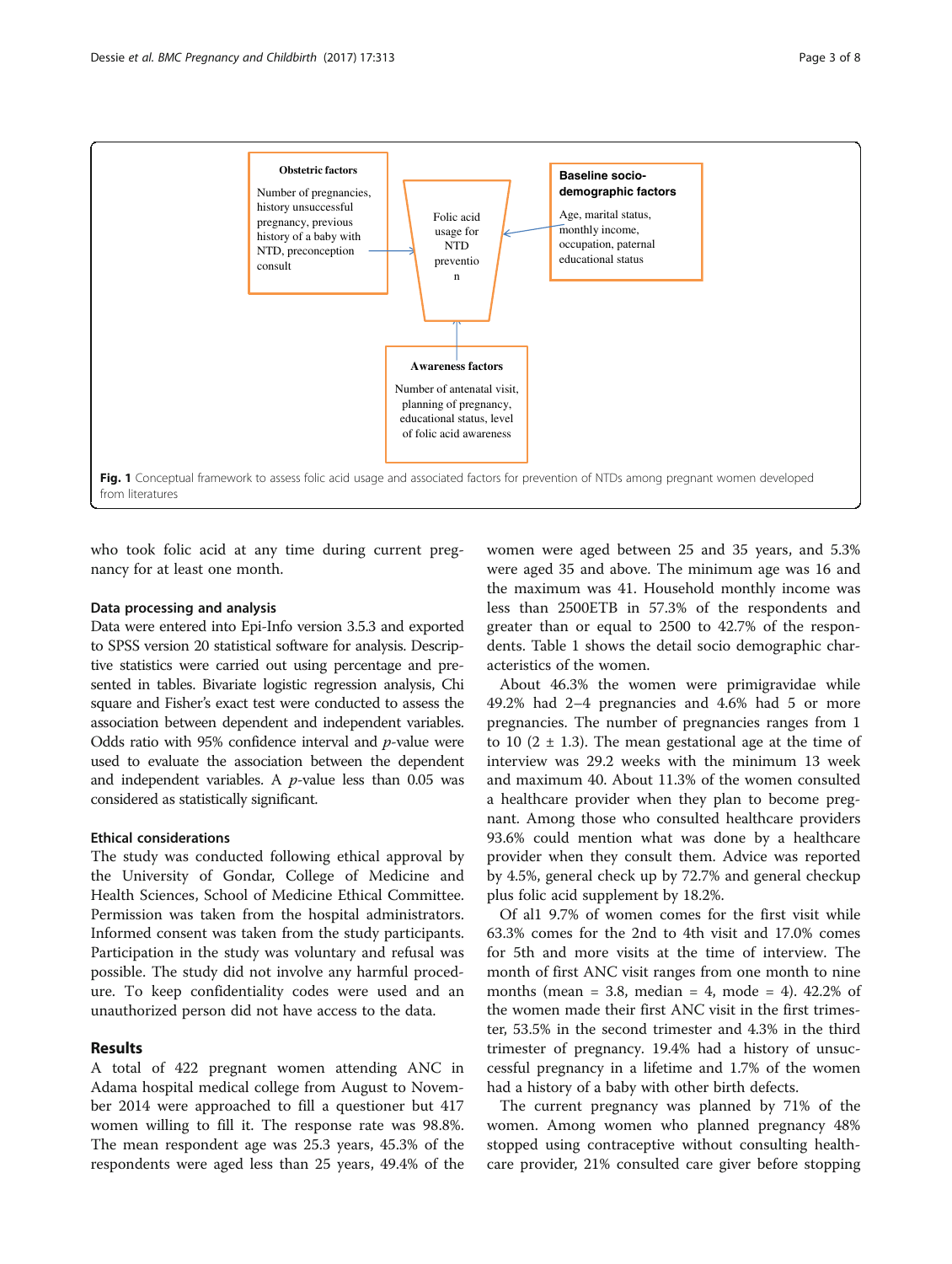Obstetric factors

Number of pregnancies, history unsuccessful pregnancy, previous history of a baby with NTD, preconception consult

Folic acid usage for NTD preventio n

Baseline socio-demographic factors

Age, marital status, monthly income, occupation, paternal educational status

Awareness factors

Number of antenatal visit, planning of pregnancy, educational status, level of folic acid awareness

**Fig. 1** Conceptual framework to assess folic acid usage and associated factors for prevention of NTDs among pregnant women developed from literatures

who took folic acid at any time during current pregnancy for at least one month.

### Data processing and analysis

Data were entered into Epi-Info version 3.5.3 and exported to SPSS version 20 statistical software for analysis. Descriptive statistics were carried out using percentage and presented in tables. Bivariate logistic regression analysis, Chi square and Fisher's exact test were conducted to assess the association between dependent and independent variables. Odds ratio with 95% confidence interval and *p*-value were used to evaluate the association between the dependent and independent variables. A *p*-value less than 0.05 was considered as statistically significant.

### Ethical considerations

The study was conducted following ethical approval by the University of Gondar, College of Medicine and Health Sciences, School of Medicine Ethical Committee. Permission was taken from the hospital administrators. Informed consent was taken from the study participants. Participation in the study was voluntary and refusal was possible. The study did not involve any harmful procedure. To keep confidentiality codes were used and an unauthorized person did not have access to the data.

## Results

A total of 422 pregnant women attending ANC in Adama hospital medical college from August to November 2014 were approached to fill a questioner but 417 women willing to fill it. The response rate was 98.8%. The mean respondent age was 25.3 years, 45.3% of the respondents were aged less than 25 years, 49.4% of the women were aged between 25 and 35 years, and 5.3% were aged 35 and above. The minimum age was 16 and the maximum was 41. Household monthly income was less than 2500ETB in 57.3% of the respondents and greater than or equal to 2500 to 42.7% of the respondents. Table 1 shows the detail socio demographic characteristics of the women.

About 46.3% the women were primigravidae while 49.2% had 2–4 pregnancies and 4.6% had 5 or more pregnancies. The number of pregnancies ranges from 1 to 10 (2 ± 1.3). The mean gestational age at the time of interview was 29.2 weeks with the minimum 13 week and maximum 40. About 11.3% of the women consulted a healthcare provider when they plan to become pregnant. Among those who consulted healthcare providers 93.6% could mention what was done by a healthcare provider when they consult them. Advice was reported by 4.5%, general check up by 72.7% and general checkup plus folic acid supplement by 18.2%.

Of al1 9.7% of women comes for the first visit while 63.3% comes for the 2nd to 4th visit and 17.0% comes for 5th and more visits at the time of interview. The month of first ANC visit ranges from one month to nine months (mean = 3.8, median = 4, mode = 4). 42.2% of the women made their first ANC visit in the first trimester, 53.5% in the second trimester and 4.3% in the third trimester of pregnancy. 19.4% had a history of unsuccessful pregnancy in a lifetime and 1.7% of the women had a history of a baby with other birth defects.

The current pregnancy was planned by 71% of the women. Among women who planned pregnancy 48% stopped using contraceptive without consulting healthcare provider, 21% consulted care giver before stopping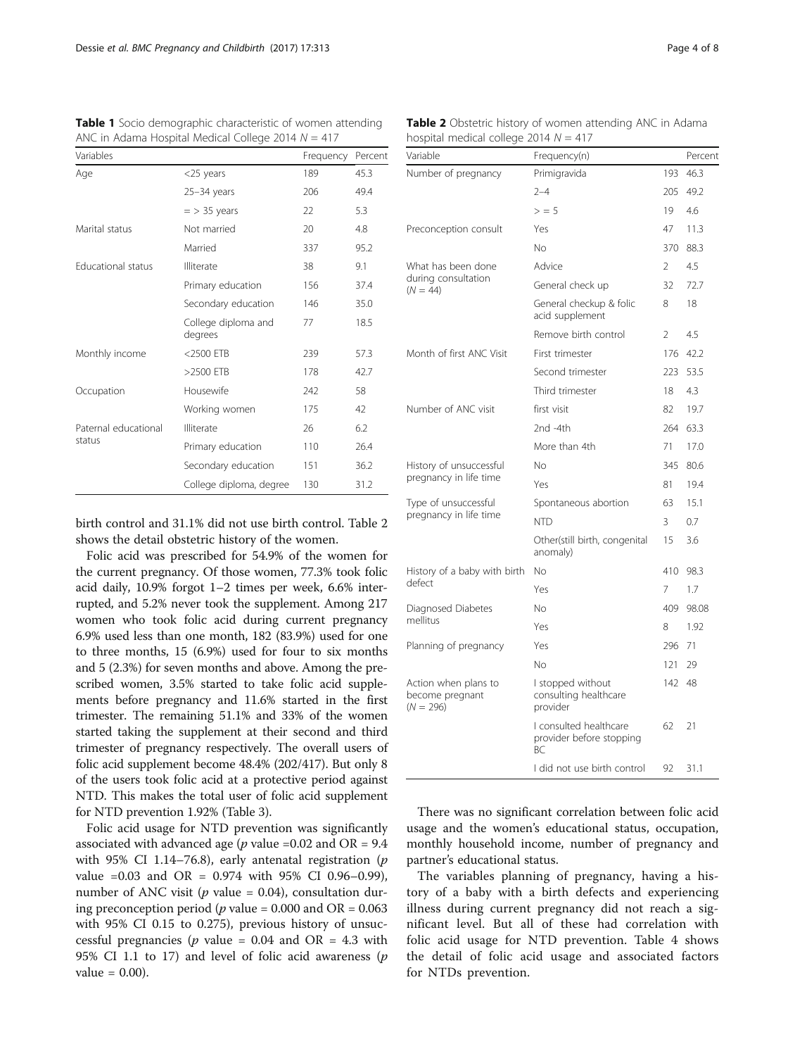**Table 1** Socio demographic characteristic of women attending ANC in Adama Hospital Medical College 2014 $N = 417$

| Variables | | Frequency | Percent |
|---|---|---|---|
| Age | <25 years | 189 | 45.3 |
| | 25–34 years | 206 | 49.4 |
| | = > 35 years | 22 | 5.3 |
| Marital status | Not married | 20 | 4.8 |
| | Married | 337 | 95.2 |
| Educational status | Illiterate | 38 | 9.1 |
| | Primary education | 156 | 37.4 |
| | Secondary education | 146 | 35.0 |
| | College diploma and degrees | 77 | 18.5 |
| Monthly income | <2500 ETB | 239 | 57.3 |
| | >2500 ETB | 178 | 42.7 |
| Occupation | Housewife | 242 | 58 |
| | Working women | 175 | 42 |
| Paternal educational status | Illiterate | 26 | 6.2 |
| | Primary education | 110 | 26.4 |
| | Secondary education | 151 | 36.2 |
| | College diploma, degree | 130 | 31.2 |

birth control and 31.1% did not use birth control. Table 2 shows the detail obstetric history of the women.

Folic acid was prescribed for 54.9% of the women for the current pregnancy. Of those women, 77.3% took folic acid daily, 10.9% forgot 1–2 times per week, 6.6% interrupted, and 5.2% never took the supplement. Among 217 women who took folic acid during current pregnancy 6.9% used less than one month, 182 (83.9%) used for one to three months, 15 (6.9%) used for four to six months and 5 (2.3%) for seven months and above. Among the prescribed women, 3.5% started to take folic acid supplements before pregnancy and 11.6% started in the first trimester. The remaining 51.1% and 33% of the women started taking the supplement at their second and third trimester of pregnancy respectively. The overall users of folic acid supplement become 48.4% (202/417). But only 8 of the users took folic acid at a protective period against NTD. This makes the total user of folic acid supplement for NTD prevention 1.92% (Table 3).

Folic acid usage for NTD prevention was significantly associated with advanced age ($p$ value =0.02 and OR = 9.4 with 95% CI 1.14–76.8), early antenatal registration ($p$ value =0.03 and OR = 0.974 with 95% CI 0.96–0.99), number of ANC visit ($p$ value = 0.04), consultation during preconception period ($p$ value = 0.000 and OR = 0.063 with 95% CI 0.15 to 0.275), previous history of unsuccessful pregnancies ($p$ value = 0.04 and OR = 4.3 with 95% CI 1.1 to 17) and level of folic acid awareness ($p$ value = 0.00).

**Table 2** Obstetric history of women attending ANC in Adama hospital medical college 2014 $N = 417$

| Variable | Frequency(n) | | Percent |
|---|---|---|---|
| Number of pregnancy | Primigravida | 193 | 46.3 |
| | 2–4 | 205 | 49.2 |
| | > = 5 | 19 | 4.6 |
| Preconception consult | Yes | 47 | 11.3 |
| | No | 370 | 88.3 |
| What has been done during consultation ($N = 44$) | Advice | 2 | 4.5 |
| | General check up | 32 | 72.7 |
| | General checkup & folic acid supplement | 8 | 18 |
| | Remove birth control | 2 | 4.5 |
| Month of first ANC Visit | First trimester | 176 | 42.2 |
| | Second trimester | 223 | 53.5 |
| | Third trimester | 18 | 4.3 |
| Number of ANC visit | first visit | 82 | 19.7 |
| | 2nd -4th | 264 | 63.3 |
| | More than 4th | 71 | 17.0 |
| History of unsuccessful pregnancy in life time | No | 345 | 80.6 |
| | Yes | 81 | 19.4 |
| Type of unsuccessful pregnancy in life time | Spontaneous abortion | 63 | 15.1 |
| | NTD | 3 | 0.7 |
| | Other(still birth, congenital anomaly) | 15 | 3.6 |
| History of a baby with birth defect | No | 410 | 98.3 |
| | Yes | 7 | 1.7 |
| Diagnosed Diabetes mellitus | No | 409 | 98.08 |
| | Yes | 8 | 1.92 |
| Planning of pregnancy | Yes | 296 | 71 |
| | No | 121 | 29 |
| Action when plans to become pregnant ($N = 296$) | I stopped without consulting healthcare provider | 142 | 48 |
| | I consulted healthcare provider before stopping BC | 62 | 21 |
| | I did not use birth control | 92 | 31.1 |

There was no significant correlation between folic acid usage and the women's educational status, occupation, monthly household income, number of pregnancy and partner's educational status.

The variables planning of pregnancy, having a history of a baby with a birth defects and experiencing illness during current pregnancy did not reach a significant level. But all of these had correlation with folic acid usage for NTD prevention. Table 4 shows the detail of folic acid usage and associated factors for NTDs prevention.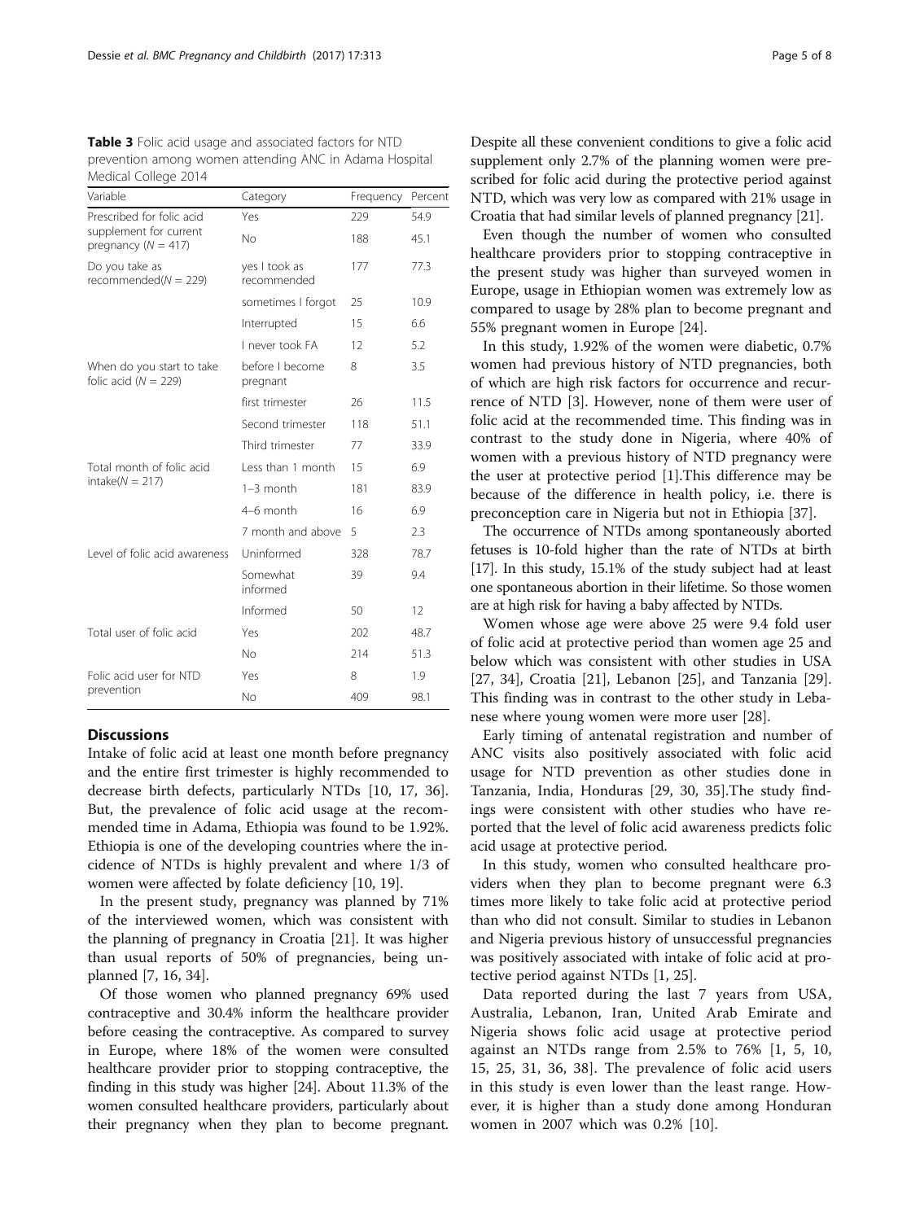**Table 3** Folic acid usage and associated factors for NTD prevention among women attending ANC in Adama Hospital Medical College 2014

| Variable | Category | Frequency | Percent |
| --- | --- | --- | --- |
| Prescribed for folic acid supplement for current pregnancy (N = 417) | Yes | 229 | 54.9 |
| | No | 188 | 45.1 |
| Do you take as recommended(N = 229) | yes I took as recommended | 177 | 77.3 |
| | sometimes I forgot | 25 | 10.9 |
| | Interrupted | 15 | 6.6 |
| | I never took FA | 12 | 5.2 |
| When do you start to take folic acid (N = 229) | before I become pregnant | 8 | 3.5 |
| | first trimester | 26 | 11.5 |
| | Second trimester | 118 | 51.1 |
| | Third trimester | 77 | 33.9 |
| Total month of folic acid intake(N = 217) | Less than 1 month | 15 | 6.9 |
| | 1–3 month | 181 | 83.9 |
| | 4–6 month | 16 | 6.9 |
| | 7 month and above | 5 | 2.3 |
| Level of folic acid awareness | Uninformed | 328 | 78.7 |
| | Somewhat informed | 39 | 9.4 |
| | Informed | 50 | 12 |
| Total user of folic acid | Yes | 202 | 48.7 |
| | No | 214 | 51.3 |
| Folic acid user for NTD prevention | Yes | 8 | 1.9 |
| | No | 409 | 98.1 |

## Discussions

Intake of folic acid at least one month before pregnancy and the entire first trimester is highly recommended to decrease birth defects, particularly NTDs [10, 17, 36]. But, the prevalence of folic acid usage at the recommended time in Adama, Ethiopia was found to be 1.92%. Ethiopia is one of the developing countries where the incidence of NTDs is highly prevalent and where 1/3 of women were affected by folate deficiency [10, 19].

In the present study, pregnancy was planned by 71% of the interviewed women, which was consistent with the planning of pregnancy in Croatia [21]. It was higher than usual reports of 50% of pregnancies, being unplanned [7, 16, 34].

Of those women who planned pregnancy 69% used contraceptive and 30.4% inform the healthcare provider before ceasing the contraceptive. As compared to survey in Europe, where 18% of the women were consulted healthcare provider prior to stopping contraceptive, the finding in this study was higher [24]. About 11.3% of the women consulted healthcare providers, particularly about their pregnancy when they plan to become pregnant. Despite all these convenient conditions to give a folic acid supplement only 2.7% of the planning women were prescribed for folic acid during the protective period against NTD, which was very low as compared with 21% usage in Croatia that had similar levels of planned pregnancy [21].

Even though the number of women who consulted healthcare providers prior to stopping contraceptive in the present study was higher than surveyed women in Europe, usage in Ethiopian women was extremely low as compared to usage by 28% plan to become pregnant and 55% pregnant women in Europe [24].

In this study, 1.92% of the women were diabetic, 0.7% women had previous history of NTD pregnancies, both of which are high risk factors for occurrence and recurrence of NTD [3]. However, none of them were user of folic acid at the recommended time. This finding was in contrast to the study done in Nigeria, where 40% of women with a previous history of NTD pregnancy were the user at protective period [1].This difference may be because of the difference in health policy, i.e. there is preconception care in Nigeria but not in Ethiopia [37].

The occurrence of NTDs among spontaneously aborted fetuses is 10-fold higher than the rate of NTDs at birth [17]. In this study, 15.1% of the study subject had at least one spontaneous abortion in their lifetime. So those women are at high risk for having a baby affected by NTDs.

Women whose age were above 25 were 9.4 fold user of folic acid at protective period than women age 25 and below which was consistent with other studies in USA [27, 34], Croatia [21], Lebanon [25], and Tanzania [29]. This finding was in contrast to the other study in Lebanese where young women were more user [28].

Early timing of antenatal registration and number of ANC visits also positively associated with folic acid usage for NTD prevention as other studies done in Tanzania, India, Honduras [29, 30, 35].The study findings were consistent with other studies who have reported that the level of folic acid awareness predicts folic acid usage at protective period.

In this study, women who consulted healthcare providers when they plan to become pregnant were 6.3 times more likely to take folic acid at protective period than who did not consult. Similar to studies in Lebanon and Nigeria previous history of unsuccessful pregnancies was positively associated with intake of folic acid at protective period against NTDs [1, 25].

Data reported during the last 7 years from USA, Australia, Lebanon, Iran, United Arab Emirate and Nigeria shows folic acid usage at protective period against an NTDs range from 2.5% to 76% [1, 5, 10, 15, 25, 31, 36, 38]. The prevalence of folic acid users in this study is even lower than the least range. However, it is higher than a study done among Honduran women in 2007 which was 0.2% [10].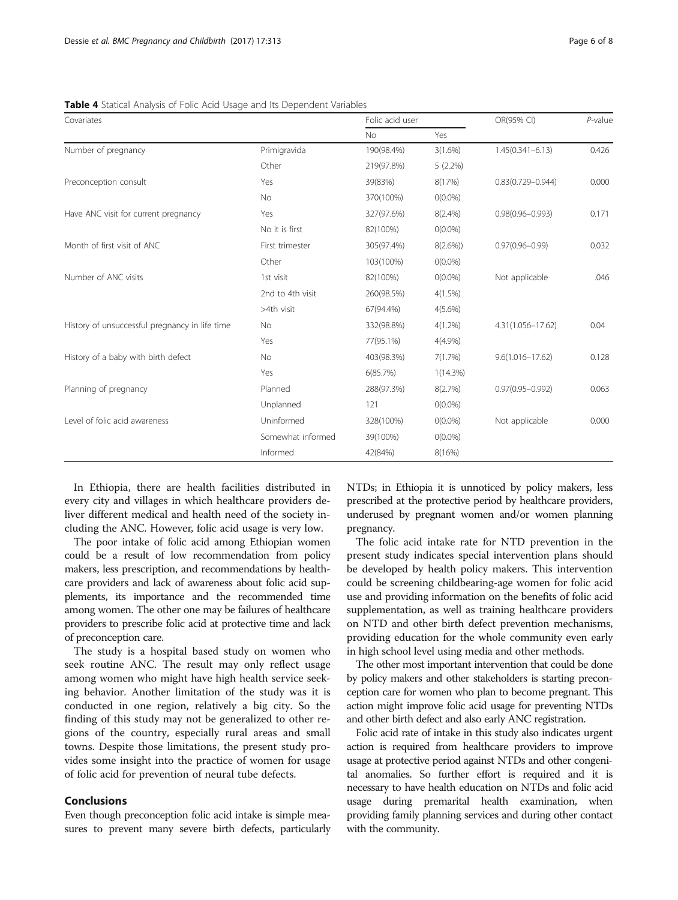**Table 4** Statical Analysis of Folic Acid Usage and Its Dependent Variables

| Covariates | | Folic acid user | | OR(95% CI) | *P*-value |
|---|---|---|---|---|---|
| | | No | Yes | | |
| Number of pregnancy | Primigravida | 190(98.4%) | 3(1.6%) | 1.45(0.341–6.13) | 0.426 |
| | Other | 219(97.8%) | 5 (2.2%) | | |
| Preconception consult | Yes | 39(83%) | 8(17%) | 0.83(0.729–0.944) | 0.000 |
| | No | 370(100%) | 0(0.0%) | | |
| Have ANC visit for current pregnancy | Yes | 327(97.6%) | 8(2.4%) | 0.98(0.96–0.993) | 0.171 |
| | No it is first | 82(100%) | 0(0.0%) | | |
| Month of first visit of ANC | First trimester | 305(97.4%) | 8(2.6%)) | 0.97(0.96–0.99) | 0.032 |
| | Other | 103(100%) | 0(0.0%) | | |
| Number of ANC visits | 1st visit | 82(100%) | 0(0.0%) | Not applicable | .046 |
| | 2nd to 4th visit | 260(98.5%) | 4(1.5%) | | |
| | >4th visit | 67(94.4%) | 4(5.6%) | | |
| History of unsuccessful pregnancy in life time | No | 332(98.8%) | 4(1.2%) | 4.31(1.056–17.62) | 0.04 |
| | Yes | 77(95.1%) | 4(4.9%) | | |
| History of a baby with birth defect | No | 403(98.3%) | 7(1.7%) | 9.6(1.016–17.62) | 0.128 |
| | Yes | 6(85.7%) | 1(14.3%) | | |
| Planning of pregnancy | Planned | 288(97.3%) | 8(2.7%) | 0.97(0.95–0.992) | 0.063 |
| | Unplanned | 121 | 0(0.0%) | | |
| Level of folic acid awareness | Uninformed | 328(100%) | 0(0.0%) | Not applicable | 0.000 |
| | Somewhat informed | 39(100%) | 0(0.0%) | | |
| | Informed | 42(84%) | 8(16%) | | |

In Ethiopia, there are health facilities distributed in every city and villages in which healthcare providers deliver different medical and health need of the society including the ANC. However, folic acid usage is very low.

The poor intake of folic acid among Ethiopian women could be a result of low recommendation from policy makers, less prescription, and recommendations by healthcare providers and lack of awareness about folic acid supplements, its importance and the recommended time among women. The other one may be failures of healthcare providers to prescribe folic acid at protective time and lack of preconception care.

The study is a hospital based study on women who seek routine ANC. The result may only reflect usage among women who might have high health service seeking behavior. Another limitation of the study was it is conducted in one region, relatively a big city. So the finding of this study may not be generalized to other regions of the country, especially rural areas and small towns. Despite those limitations, the present study provides some insight into the practice of women for usage of folic acid for prevention of neural tube defects.

## Conclusions

Even though preconception folic acid intake is simple measures to prevent many severe birth defects, particularly NTDs; in Ethiopia it is unnoticed by policy makers, less prescribed at the protective period by healthcare providers, underused by pregnant women and/or women planning pregnancy.

The folic acid intake rate for NTD prevention in the present study indicates special intervention plans should be developed by health policy makers. This intervention could be screening childbearing-age women for folic acid use and providing information on the benefits of folic acid supplementation, as well as training healthcare providers on NTD and other birth defect prevention mechanisms, providing education for the whole community even early in high school level using media and other methods.

The other most important intervention that could be done by policy makers and other stakeholders is starting preconception care for women who plan to become pregnant. This action might improve folic acid usage for preventing NTDs and other birth defect and also early ANC registration.

Folic acid rate of intake in this study also indicates urgent action is required from healthcare providers to improve usage at protective period against NTDs and other congenital anomalies. So further effort is required and it is necessary to have health education on NTDs and folic acid usage during premarital health examination, when providing family planning services and during other contact with the community.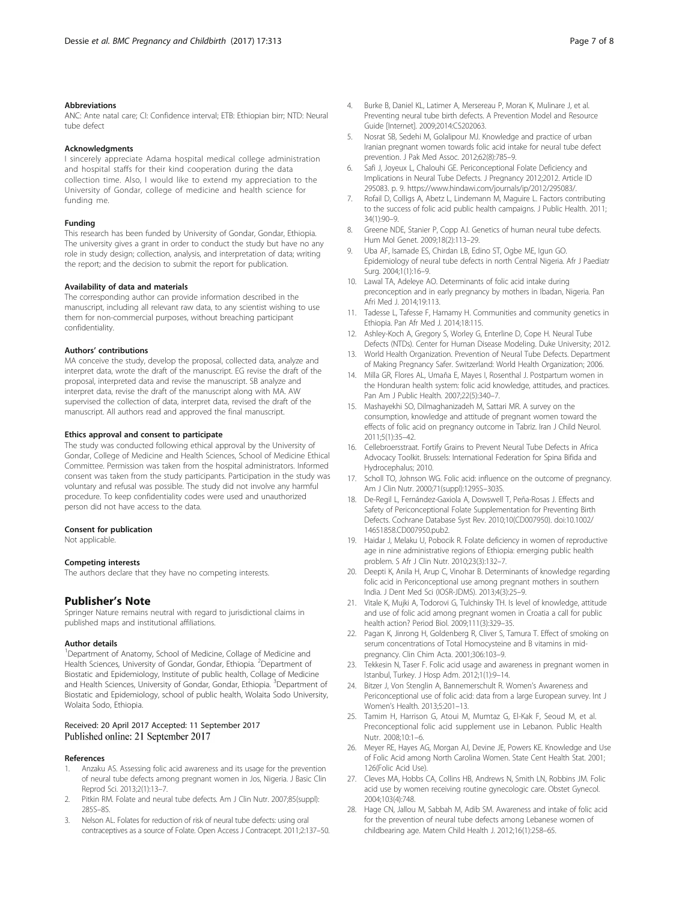### Abbreviations

ANC: Ante natal care; CI: Confidence interval; ETB: Ethiopian birr; NTD: Neural tube defect

### Acknowledgments

I sincerely appreciate Adama hospital medical college administration and hospital staffs for their kind cooperation during the data collection time. Also, I would like to extend my appreciation to the University of Gondar, college of medicine and health science for funding me.

### Funding

This research has been funded by University of Gondar, Gondar, Ethiopia. The university gives a grant in order to conduct the study but have no any role in study design; collection, analysis, and interpretation of data; writing the report; and the decision to submit the report for publication.

### Availability of data and materials

The corresponding author can provide information described in the manuscript, including all relevant raw data, to any scientist wishing to use them for non-commercial purposes, without breaching participant confidentiality.

### Authors' contributions

MA conceive the study, develop the proposal, collected data, analyze and interpret data, wrote the draft of the manuscript. EG revise the draft of the proposal, interpreted data and revise the manuscript. SB analyze and interpret data, revise the draft of the manuscript along with MA. AW supervised the collection of data, interpret data, revised the draft of the manuscript. All authors read and approved the final manuscript.

### Ethics approval and consent to participate

The study was conducted following ethical approval by the University of Gondar, College of Medicine and Health Sciences, School of Medicine Ethical Committee. Permission was taken from the hospital administrators. Informed consent was taken from the study participants. Participation in the study was voluntary and refusal was possible. The study did not involve any harmful procedure. To keep confidentiality codes were used and unauthorized person did not have access to the data.

### Consent for publication

Not applicable.

### Competing interests

The authors declare that they have no competing interests.

## Publisher's Note

Springer Nature remains neutral with regard to jurisdictional claims in published maps and institutional affiliations.

### Author details

[1]Department of Anatomy, School of Medicine, Collage of Medicine and Health Sciences, University of Gondar, Gondar, Ethiopia. [2]Department of Biostatic and Epidemiology, Institute of public health, Collage of Medicine and Health Sciences, University of Gondar, Gondar, Ethiopia. [3]Department of Biostatic and Epidemiology, school of public health, Wolaita Sodo University, Wolaita Sodo, Ethiopia.

Received: 20 April 2017 Accepted: 11 September 2017
Published online: 21 September 2017

### References

1. Anzaku AS. Assessing folic acid awareness and its usage for the prevention of neural tube defects among pregnant women in Jos, Nigeria. J Basic Clin Reprod Sci. 2013;2(1):13–7.
2. Pitkin RM. Folate and neural tube defects. Am J Clin Nutr. 2007;85(suppl): 285S–8S.
3. Nelson AL. Folates for reduction of risk of neural tube defects: using oral contraceptives as a source of Folate. Open Access J Contracept. 2011;2:137–50.
4. Burke B, Daniel KL, Latimer A, Mersereau P, Moran K, Mulinare J, et al. Preventing neural tube birth defects. A Prevention Model and Resource Guide [Internet]. 2009;2014:CS202063.
5. Nosrat SB, Sedehi M, Golalipour MJ. Knowledge and practice of urban Iranian pregnant women towards folic acid intake for neural tube defect prevention. J Pak Med Assoc. 2012;62(8):785–9.
6. Safi J, Joyeux L, Chalouhi GE. Periconceptional Folate Deficiency and Implications in Neural Tube Defects. J Pregnancy 2012;2012. Article ID 295083. p. 9. https://www.hindawi.com/journals/jp/2012/295083/.
7. Rofail D, Colligs A, Abetz L, Lindemann M, Maguire L. Factors contributing to the success of folic acid public health campaigns. J Public Health. 2011; 34(1):90–9.
8. Greene NDE, Stanier P, Copp AJ. Genetics of human neural tube defects. Hum Mol Genet. 2009;18(2):113–29.
9. Uba AF, Isamade ES, Chirdan LB, Edino ST, Ogbe ME, Igun GO. Epidemiology of neural tube defects in north Central Nigeria. Afr J Paediatr Surg. 2004;1(1):16–9.
10. Lawal TA, Adeleye AO. Determinants of folic acid intake during preconception and in early pregnancy by mothers in Ibadan, Nigeria. Pan Afri Med J. 2014;19:113.
11. Tadesse L, Tafesse F, Hamamy H. Communities and community genetics in Ethiopia. Pan Afr Med J. 2014;18:115.
12. Ashley-Koch A, Gregory S, Worley G, Enterline D, Cope H. Neural Tube Defects (NTDs). Center for Human Disease Modeling. Duke University; 2012.
13. World Health Organization. Prevention of Neural Tube Defects. Department of Making Pregnancy Safer. Switzerland: World Health Organization; 2006.
14. Milla GR, Flores AL, Umaña E, Mayes I, Rosenthal J. Postpartum women in the Honduran health system: folic acid knowledge, attitudes, and practices. Pan Am J Public Health. 2007;22(5):340–7.
15. Mashayekhi SO, Dilmaghanizadeh M, Sattari MR. A survey on the consumption, knowledge and attitude of pregnant women toward the effects of folic acid on pregnancy outcome in Tabriz. Iran J Child Neurol. 2011;5(1):35–42.
16. Cellebroersstraat. Fortify Grains to Prevent Neural Tube Defects in Africa Advocacy Toolkit. Brussels: International Federation for Spina Bifida and Hydrocephalus; 2010.
17. Scholl TO, Johnson WG. Folic acid: influence on the outcome of pregnancy. Am J Clin Nutr. 2000;71(suppl):1295S–303S.
18. De-Regil L, Fernández-Gaxiola A, Dowswell T, Peña-Rosas J. Effects and Safety of Periconceptional Folate Supplementation for Preventing Birth Defects. Cochrane Database Syst Rev. 2010;10(CD007950). doi:10.1002/14651858.CD007950.pub2.
19. Haidar J, Melaku U, Pobocik R. Folate deficiency in women of reproductive age in nine administrative regions of Ethiopia: emerging public health problem. S Afr J Clin Nutr. 2010;23(3):132–7.
20. Deepti K, Anila H, Arup C, Vinohar B. Determinants of knowledge regarding folic acid in Periconceptional use among pregnant mothers in southern India. J Dent Med Sci (IOSR-JDMS). 2013;4(3):25–9.
21. Vitale K, Mujki A, Todorovi G, Tulchinsky TH. Is level of knowledge, attitude and use of folic acid among pregnant women in Croatia a call for public health action? Period Biol. 2009;111(3):329–35.
22. Pagan K, Jinrong H, Goldenberg R, Cliver S, Tamura T. Effect of smoking on serum concentrations of Total Homocysteine and B vitamins in mid-pregnancy. Clin Chim Acta. 2001;306:103–9.
23. Tekkesin N, Taser F. Folic acid usage and awareness in pregnant women in Istanbul, Turkey. J Hosp Adm. 2012;1(1):9–14.
24. Bitzer J, Von Stenglin A, Bannemerschult R. Women's Awareness and Periconceptional use of folic acid: data from a large European survey. Int J Women's Health. 2013;5:201–13.
25. Tamim H, Harrison G, Atoui M, Mumtaz G, El-Kak F, Seoud M, et al. Preconceptional folic acid supplement use in Lebanon. Public Health Nutr. 2008;10:1–6.
26. Meyer RE, Hayes AG, Morgan AJ, Devine JE, Powers KE. Knowledge and Use of Folic Acid among North Carolina Women. State Cent Health Stat. 2001; 126(Folic Acid Use).
27. Cleves MA, Hobbs CA, Collins HB, Andrews N, Smith LN, Robbins JM. Folic acid use by women receiving routine gynecologic care. Obstet Gynecol. 2004;103(4):748.
28. Hage CN, Jallou M, Sabbah M, Adib SM. Awareness and intake of folic acid for the prevention of neural tube defects among Lebanese women of childbearing age. Matern Child Health J. 2012;16(1):258–65.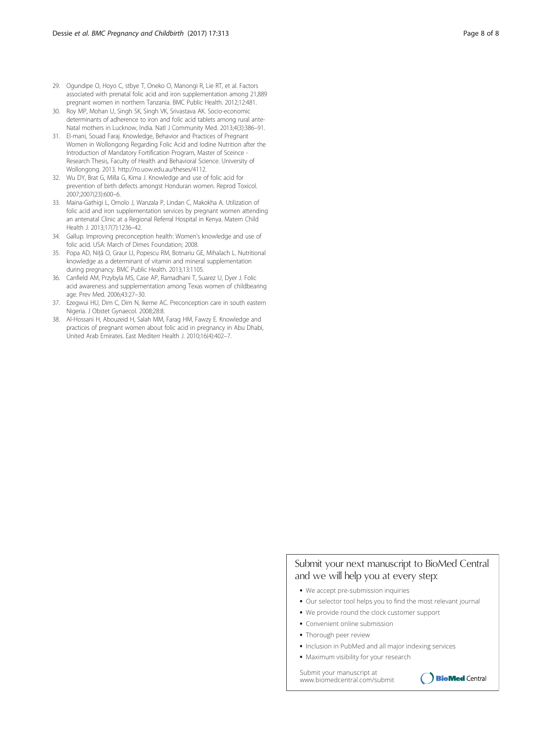29. Ogundipe O, Hoyo C, stbye T, Oneko O, Manongi R, Lie RT, et al. Factors associated with prenatal folic acid and iron supplementation among 21,889 pregnant women in northern Tanzania. BMC Public Health. 2012;12:481.
30. Roy MP, Mohan U, Singh SK, Singh VK, Srivastava AK. Socio-economic determinants of adherence to iron and folic acid tablets among rural ante-Natal mothers in Lucknow, India. Natl J Community Med. 2013;4(3):386–91.
31. El-mani, Souad Faraj. Knowledge, Behavior and Practices of Pregnant Women in Wollongong Regarding Folic Acid and Iodine Nutrition after the Introduction of Mandatory Fortification Program, Master of Sceince - Research Thesis, Faculty of Health and Behavioral Science. University of Wollongong. 2013. http://ro.uow.edu.au/theses/4112.
32. Wu DY, Brat G, Milla G, Kima J. Knowledge and use of folic acid for prevention of birth defects amongst Honduran women. Reprod Toxicol. 2007;2007(23):600–6.
33. Maina-Gathigi L, Omolo J, Wanzala P, Lindan C, Makokha A. Utilization of folic acid and iron supplementation services by pregnant women attending an antenatal Clinic at a Regional Referral Hospital in Kenya. Matern Child Health J. 2013;17(7):1236–42.
34. Gallup. Improving preconception health: Women's knowledge and use of folic acid. USA: March of Dimes Foundation; 2008.
35. Popa AD, Niță O, Graur LI, Popescu RM, Botnariu GE, Mihalach L. Nutritional knowledge as a determinant of vitamin and mineral supplementation during pregnancy. BMC Public Health. 2013;13:1105.
36. Canfield AM, Przybyla MS, Case AP, Ramadhani T, Suarez U, Dyer J. Folic acid awareness and supplementation among Texas women of childbearing age. Prev Med. 2006;43:27–30.
37. Ezegwui HU, Dim C, Dim N, Ikeme AC. Preconception care in south eastern Nigeria. J Obstet Gynaecol. 2008;28:8.
38. Al-Hossani H, Abouzeid H, Salah MM, Farag HM, Fawzy E. Knowledge and practices of pregnant women about folic acid in pregnancy in Abu Dhabi, United Arab Emirates. East Mediterr Health J. 2010;16(4):402–7.

Submit your next manuscript to BioMed Central and we will help you at every step:

- We accept pre-submission inquiries
- Our selector tool helps you to find the most relevant journal
- We provide round the clock customer support
- Convenient online submission
- Thorough peer review
- Inclusion in PubMed and all major indexing services
- Maximum visibility for your research

Submit your manuscript at
www.biomedcentral.com/submit

BioMed Central